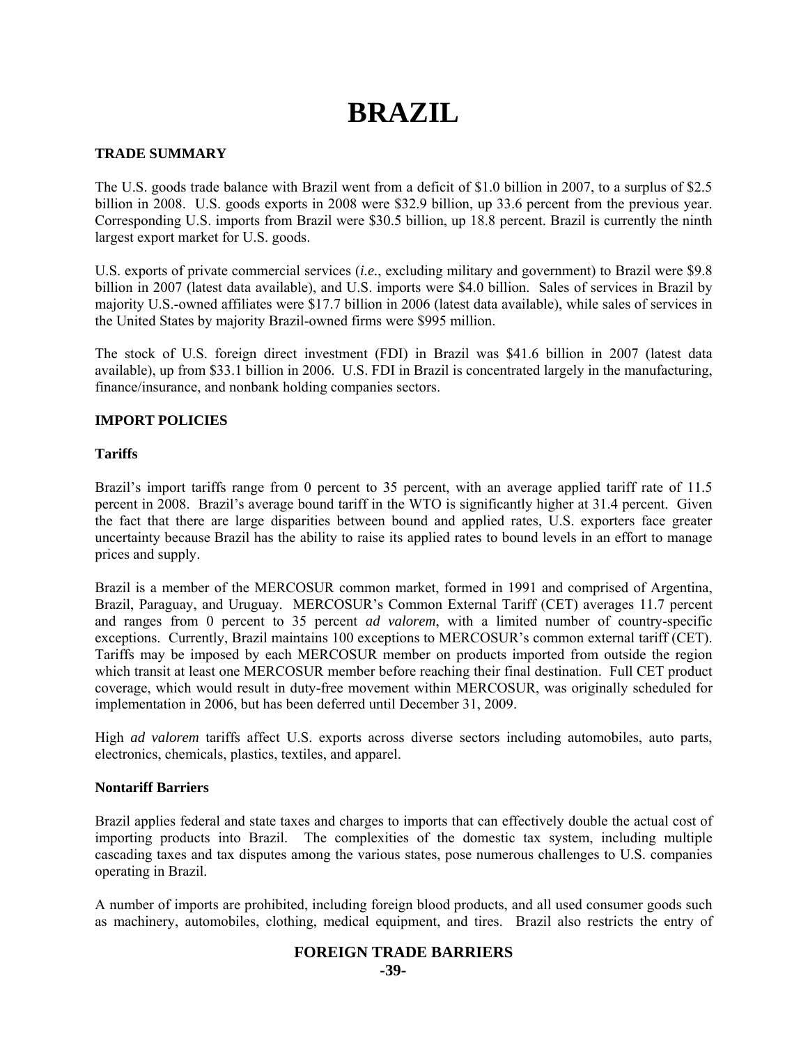# BRAZIL

**TRADE SUMMARY**

The U.S. goods trade balance with Brazil went from a deficit of $1.0 billion in 2007, to a surplus of $2.5 billion in 2008. U.S. goods exports in 2008 were $32.9 billion, up 33.6 percent from the previous year. Corresponding U.S. imports from Brazil were $30.5 billion, up 18.8 percent. Brazil is currently the ninth largest export market for U.S. goods.

U.S. exports of private commercial services (*i.e.*, excluding military and government) to Brazil were $9.8 billion in 2007 (latest data available), and U.S. imports were $4.0 billion. Sales of services in Brazil by majority U.S.-owned affiliates were $17.7 billion in 2006 (latest data available), while sales of services in the United States by majority Brazil-owned firms were $995 million.

The stock of U.S. foreign direct investment (FDI) in Brazil was $41.6 billion in 2007 (latest data available), up from $33.1 billion in 2006. U.S. FDI in Brazil is concentrated largely in the manufacturing, finance/insurance, and nonbank holding companies sectors.

**IMPORT POLICIES**

**Tariffs**

Brazil's import tariffs range from 0 percent to 35 percent, with an average applied tariff rate of 11.5 percent in 2008. Brazil's average bound tariff in the WTO is significantly higher at 31.4 percent. Given the fact that there are large disparities between bound and applied rates, U.S. exporters face greater uncertainty because Brazil has the ability to raise its applied rates to bound levels in an effort to manage prices and supply.

Brazil is a member of the MERCOSUR common market, formed in 1991 and comprised of Argentina, Brazil, Paraguay, and Uruguay. MERCOSUR's Common External Tariff (CET) averages 11.7 percent and ranges from 0 percent to 35 percent *ad valorem*, with a limited number of country-specific exceptions. Currently, Brazil maintains 100 exceptions to MERCOSUR's common external tariff (CET). Tariffs may be imposed by each MERCOSUR member on products imported from outside the region which transit at least one MERCOSUR member before reaching their final destination. Full CET product coverage, which would result in duty-free movement within MERCOSUR, was originally scheduled for implementation in 2006, but has been deferred until December 31, 2009.

High *ad valorem* tariffs affect U.S. exports across diverse sectors including automobiles, auto parts, electronics, chemicals, plastics, textiles, and apparel.

**Nontariff Barriers**

Brazil applies federal and state taxes and charges to imports that can effectively double the actual cost of importing products into Brazil. The complexities of the domestic tax system, including multiple cascading taxes and tax disputes among the various states, pose numerous challenges to U.S. companies operating in Brazil.

A number of imports are prohibited, including foreign blood products, and all used consumer goods such as machinery, automobiles, clothing, medical equipment, and tires. Brazil also restricts the entry of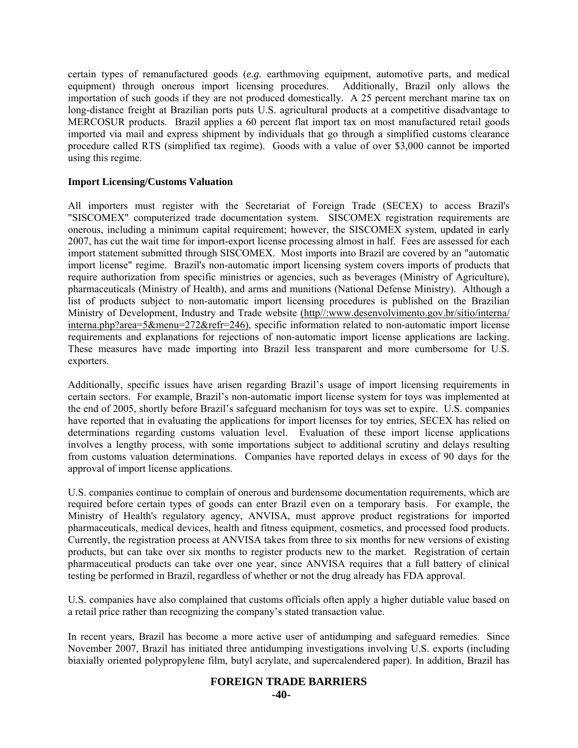certain types of remanufactured goods (*e.g.* earthmoving equipment, automotive parts, and medical equipment) through onerous import licensing procedures. Additionally, Brazil only allows the importation of such goods if they are not produced domestically. A 25 percent merchant marine tax on long-distance freight at Brazilian ports puts U.S. agricultural products at a competitive disadvantage to MERCOSUR products. Brazil applies a 60 percent flat import tax on most manufactured retail goods imported via mail and express shipment by individuals that go through a simplified customs clearance procedure called RTS (simplified tax regime). Goods with a value of over $3,000 cannot be imported using this regime.

**Import Licensing/Customs Valuation**

All importers must register with the Secretariat of Foreign Trade (SECEX) to access Brazil's "SISCOMEX" computerized trade documentation system. SISCOMEX registration requirements are onerous, including a minimum capital requirement; however, the SISCOMEX system, updated in early 2007, has cut the wait time for import-export license processing almost in half. Fees are assessed for each import statement submitted through SISCOMEX. Most imports into Brazil are covered by an "automatic import license" regime. Brazil's non-automatic import licensing system covers imports of products that require authorization from specific ministries or agencies, such as beverages (Ministry of Agriculture), pharmaceuticals (Ministry of Health), and arms and munitions (National Defense Ministry). Although a list of products subject to non-automatic import licensing procedures is published on the Brazilian Ministry of Development, Industry and Trade website (http//:www.desenvolvimento.gov.br/sitio/interna/interna.php?area=5&menu=272&refr=246), specific information related to non-automatic import license requirements and explanations for rejections of non-automatic import license applications are lacking. These measures have made importing into Brazil less transparent and more cumbersome for U.S. exporters.

Additionally, specific issues have arisen regarding Brazil's usage of import licensing requirements in certain sectors. For example, Brazil's non-automatic import license system for toys was implemented at the end of 2005, shortly before Brazil's safeguard mechanism for toys was set to expire. U.S. companies have reported that in evaluating the applications for import licenses for toy entries, SECEX has relied on determinations regarding customs valuation level. Evaluation of these import license applications involves a lengthy process, with some importations subject to additional scrutiny and delays resulting from customs valuation determinations. Companies have reported delays in excess of 90 days for the approval of import license applications.

U.S. companies continue to complain of onerous and burdensome documentation requirements, which are required before certain types of goods can enter Brazil even on a temporary basis. For example, the Ministry of Health's regulatory agency, ANVISA, must approve product registrations for imported pharmaceuticals, medical devices, health and fitness equipment, cosmetics, and processed food products. Currently, the registration process at ANVISA takes from three to six months for new versions of existing products, but can take over six months to register products new to the market. Registration of certain pharmaceutical products can take over one year, since ANVISA requires that a full battery of clinical testing be performed in Brazil, regardless of whether or not the drug already has FDA approval.

U.S. companies have also complained that customs officials often apply a higher dutiable value based on a retail price rather than recognizing the company's stated transaction value.

In recent years, Brazil has become a more active user of antidumping and safeguard remedies. Since November 2007, Brazil has initiated three antidumping investigations involving U.S. exports (including biaxially oriented polypropylene film, butyl acrylate, and supercalendered paper). In addition, Brazil has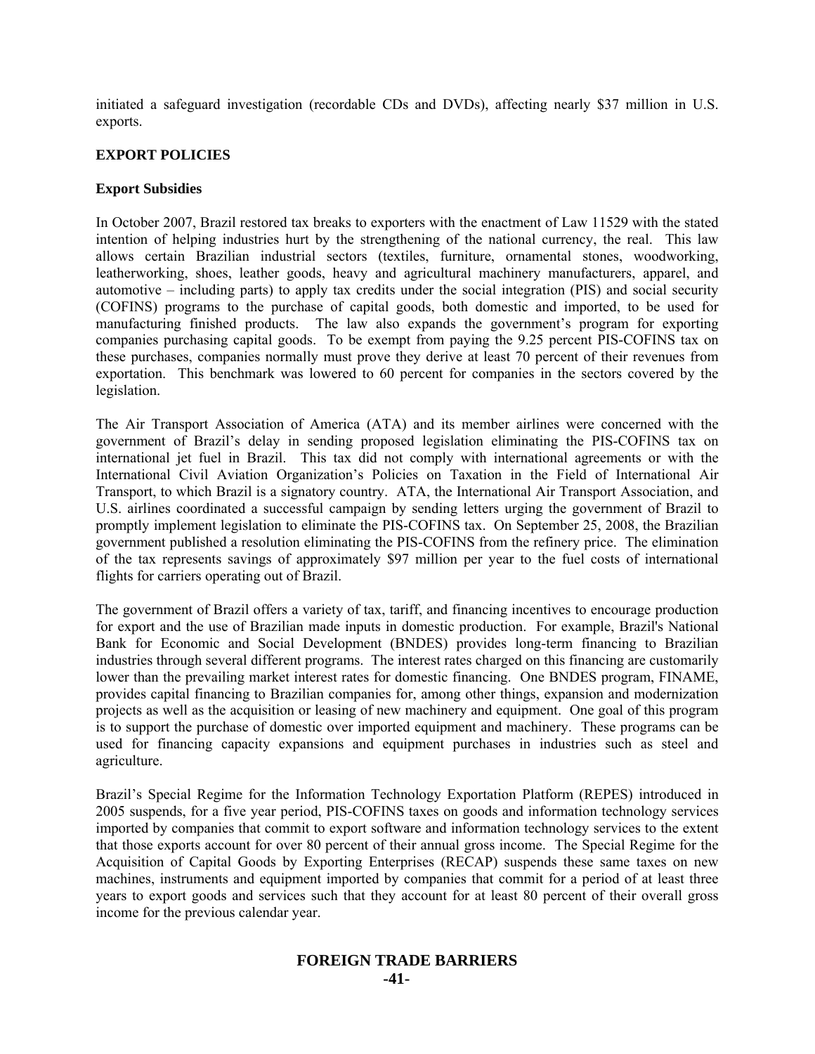initiated a safeguard investigation (recordable CDs and DVDs), affecting nearly $37 million in U.S. exports.

## EXPORT POLICIES

### Export Subsidies

In October 2007, Brazil restored tax breaks to exporters with the enactment of Law 11529 with the stated intention of helping industries hurt by the strengthening of the national currency, the real. This law allows certain Brazilian industrial sectors (textiles, furniture, ornamental stones, woodworking, leatherworking, shoes, leather goods, heavy and agricultural machinery manufacturers, apparel, and automotive – including parts) to apply tax credits under the social integration (PIS) and social security (COFINS) programs to the purchase of capital goods, both domestic and imported, to be used for manufacturing finished products. The law also expands the government's program for exporting companies purchasing capital goods. To be exempt from paying the 9.25 percent PIS-COFINS tax on these purchases, companies normally must prove they derive at least 70 percent of their revenues from exportation. This benchmark was lowered to 60 percent for companies in the sectors covered by the legislation.

The Air Transport Association of America (ATA) and its member airlines were concerned with the government of Brazil's delay in sending proposed legislation eliminating the PIS-COFINS tax on international jet fuel in Brazil. This tax did not comply with international agreements or with the International Civil Aviation Organization's Policies on Taxation in the Field of International Air Transport, to which Brazil is a signatory country. ATA, the International Air Transport Association, and U.S. airlines coordinated a successful campaign by sending letters urging the government of Brazil to promptly implement legislation to eliminate the PIS-COFINS tax. On September 25, 2008, the Brazilian government published a resolution eliminating the PIS-COFINS from the refinery price. The elimination of the tax represents savings of approximately $97 million per year to the fuel costs of international flights for carriers operating out of Brazil.

The government of Brazil offers a variety of tax, tariff, and financing incentives to encourage production for export and the use of Brazilian made inputs in domestic production. For example, Brazil's National Bank for Economic and Social Development (BNDES) provides long-term financing to Brazilian industries through several different programs. The interest rates charged on this financing are customarily lower than the prevailing market interest rates for domestic financing. One BNDES program, FINAME, provides capital financing to Brazilian companies for, among other things, expansion and modernization projects as well as the acquisition or leasing of new machinery and equipment. One goal of this program is to support the purchase of domestic over imported equipment and machinery. These programs can be used for financing capacity expansions and equipment purchases in industries such as steel and agriculture.

Brazil's Special Regime for the Information Technology Exportation Platform (REPES) introduced in 2005 suspends, for a five year period, PIS-COFINS taxes on goods and information technology services imported by companies that commit to export software and information technology services to the extent that those exports account for over 80 percent of their annual gross income. The Special Regime for the Acquisition of Capital Goods by Exporting Enterprises (RECAP) suspends these same taxes on new machines, instruments and equipment imported by companies that commit for a period of at least three years to export goods and services such that they account for at least 80 percent of their overall gross income for the previous calendar year.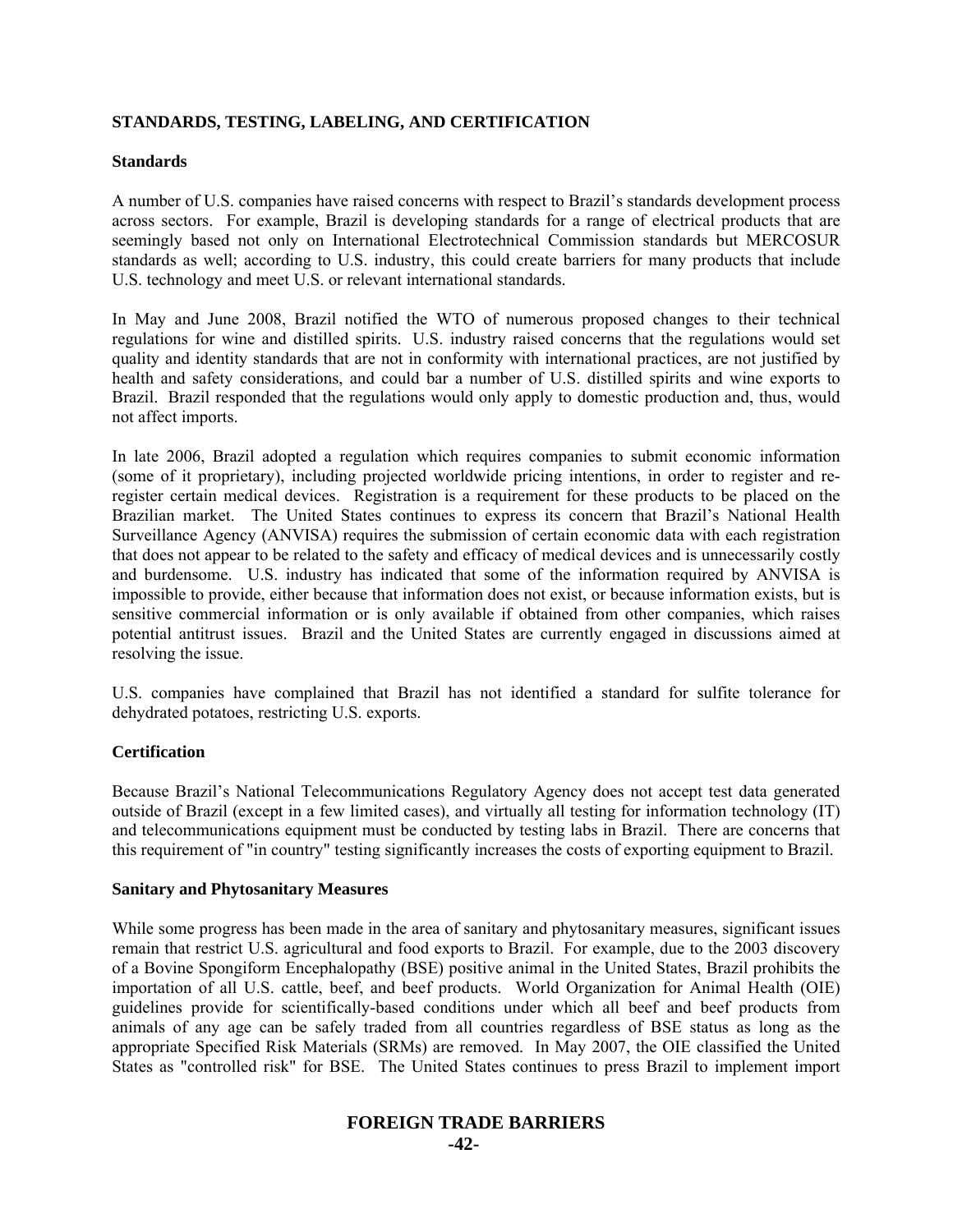## STANDARDS, TESTING, LABELING, AND CERTIFICATION

### Standards

A number of U.S. companies have raised concerns with respect to Brazil's standards development process across sectors. For example, Brazil is developing standards for a range of electrical products that are seemingly based not only on International Electrotechnical Commission standards but MERCOSUR standards as well; according to U.S. industry, this could create barriers for many products that include U.S. technology and meet U.S. or relevant international standards.

In May and June 2008, Brazil notified the WTO of numerous proposed changes to their technical regulations for wine and distilled spirits. U.S. industry raised concerns that the regulations would set quality and identity standards that are not in conformity with international practices, are not justified by health and safety considerations, and could bar a number of U.S. distilled spirits and wine exports to Brazil. Brazil responded that the regulations would only apply to domestic production and, thus, would not affect imports.

In late 2006, Brazil adopted a regulation which requires companies to submit economic information (some of it proprietary), including projected worldwide pricing intentions, in order to register and re-register certain medical devices. Registration is a requirement for these products to be placed on the Brazilian market. The United States continues to express its concern that Brazil's National Health Surveillance Agency (ANVISA) requires the submission of certain economic data with each registration that does not appear to be related to the safety and efficacy of medical devices and is unnecessarily costly and burdensome. U.S. industry has indicated that some of the information required by ANVISA is impossible to provide, either because that information does not exist, or because information exists, but is sensitive commercial information or is only available if obtained from other companies, which raises potential antitrust issues. Brazil and the United States are currently engaged in discussions aimed at resolving the issue.

U.S. companies have complained that Brazil has not identified a standard for sulfite tolerance for dehydrated potatoes, restricting U.S. exports.

### Certification

Because Brazil's National Telecommunications Regulatory Agency does not accept test data generated outside of Brazil (except in a few limited cases), and virtually all testing for information technology (IT) and telecommunications equipment must be conducted by testing labs in Brazil. There are concerns that this requirement of "in country" testing significantly increases the costs of exporting equipment to Brazil.

### Sanitary and Phytosanitary Measures

While some progress has been made in the area of sanitary and phytosanitary measures, significant issues remain that restrict U.S. agricultural and food exports to Brazil. For example, due to the 2003 discovery of a Bovine Spongiform Encephalopathy (BSE) positive animal in the United States, Brazil prohibits the importation of all U.S. cattle, beef, and beef products. World Organization for Animal Health (OIE) guidelines provide for scientifically-based conditions under which all beef and beef products from animals of any age can be safely traded from all countries regardless of BSE status as long as the appropriate Specified Risk Materials (SRMs) are removed. In May 2007, the OIE classified the United States as "controlled risk" for BSE. The United States continues to press Brazil to implement import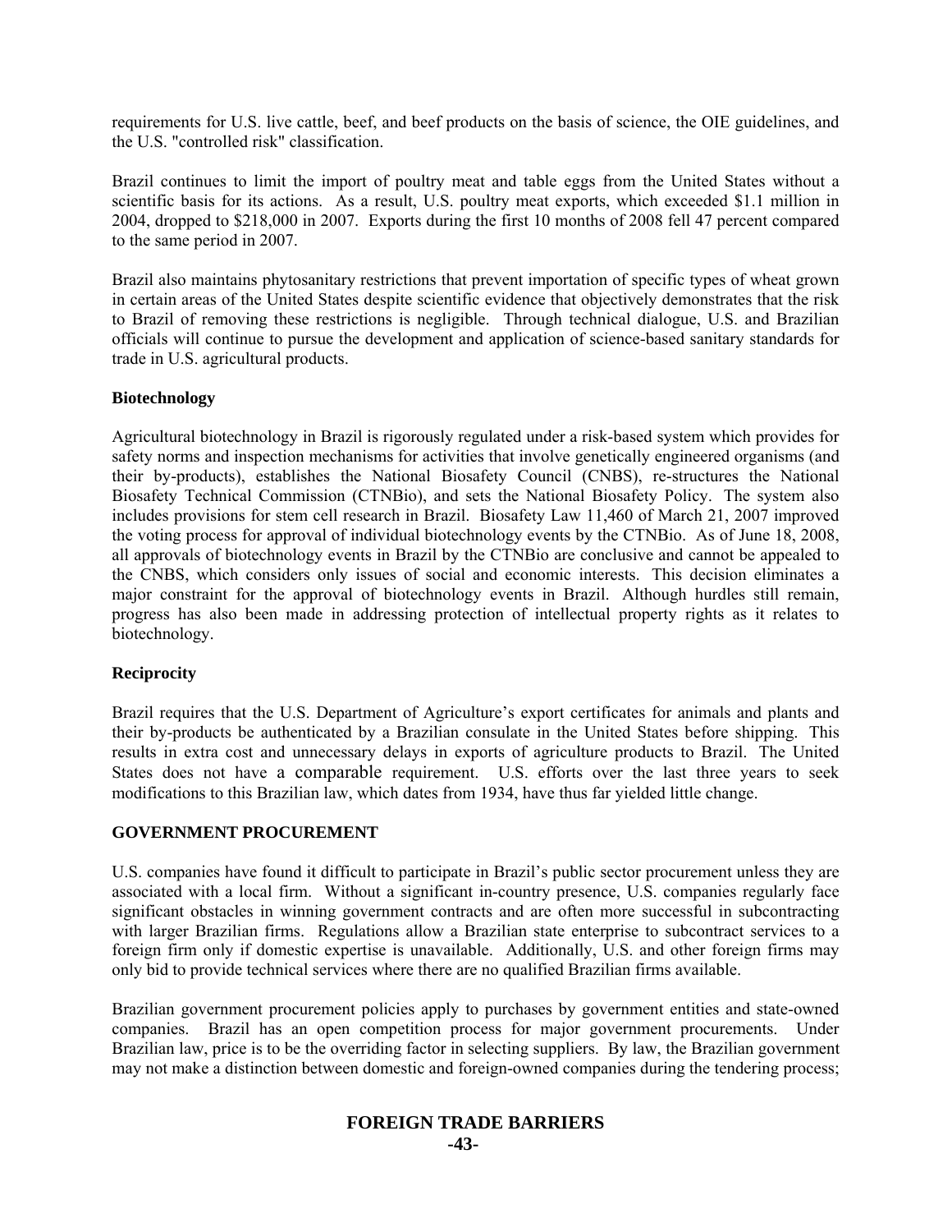requirements for U.S. live cattle, beef, and beef products on the basis of science, the OIE guidelines, and the U.S. "controlled risk" classification.

Brazil continues to limit the import of poultry meat and table eggs from the United States without a scientific basis for its actions. As a result, U.S. poultry meat exports, which exceeded $1.1 million in 2004, dropped to $218,000 in 2007. Exports during the first 10 months of 2008 fell 47 percent compared to the same period in 2007.

Brazil also maintains phytosanitary restrictions that prevent importation of specific types of wheat grown in certain areas of the United States despite scientific evidence that objectively demonstrates that the risk to Brazil of removing these restrictions is negligible. Through technical dialogue, U.S. and Brazilian officials will continue to pursue the development and application of science-based sanitary standards for trade in U.S. agricultural products.

**Biotechnology**

Agricultural biotechnology in Brazil is rigorously regulated under a risk-based system which provides for safety norms and inspection mechanisms for activities that involve genetically engineered organisms (and their by-products), establishes the National Biosafety Council (CNBS), re-structures the National Biosafety Technical Commission (CTNBio), and sets the National Biosafety Policy. The system also includes provisions for stem cell research in Brazil. Biosafety Law 11,460 of March 21, 2007 improved the voting process for approval of individual biotechnology events by the CTNBio. As of June 18, 2008, all approvals of biotechnology events in Brazil by the CTNBio are conclusive and cannot be appealed to the CNBS, which considers only issues of social and economic interests. This decision eliminates a major constraint for the approval of biotechnology events in Brazil. Although hurdles still remain, progress has also been made in addressing protection of intellectual property rights as it relates to biotechnology.

**Reciprocity**

Brazil requires that the U.S. Department of Agriculture's export certificates for animals and plants and their by-products be authenticated by a Brazilian consulate in the United States before shipping. This results in extra cost and unnecessary delays in exports of agriculture products to Brazil. The United States does not have a comparable requirement. U.S. efforts over the last three years to seek modifications to this Brazilian law, which dates from 1934, have thus far yielded little change.

## GOVERNMENT PROCUREMENT

U.S. companies have found it difficult to participate in Brazil's public sector procurement unless they are associated with a local firm. Without a significant in-country presence, U.S. companies regularly face significant obstacles in winning government contracts and are often more successful in subcontracting with larger Brazilian firms. Regulations allow a Brazilian state enterprise to subcontract services to a foreign firm only if domestic expertise is unavailable. Additionally, U.S. and other foreign firms may only bid to provide technical services where there are no qualified Brazilian firms available.

Brazilian government procurement policies apply to purchases by government entities and state-owned companies. Brazil has an open competition process for major government procurements. Under Brazilian law, price is to be the overriding factor in selecting suppliers. By law, the Brazilian government may not make a distinction between domestic and foreign-owned companies during the tendering process;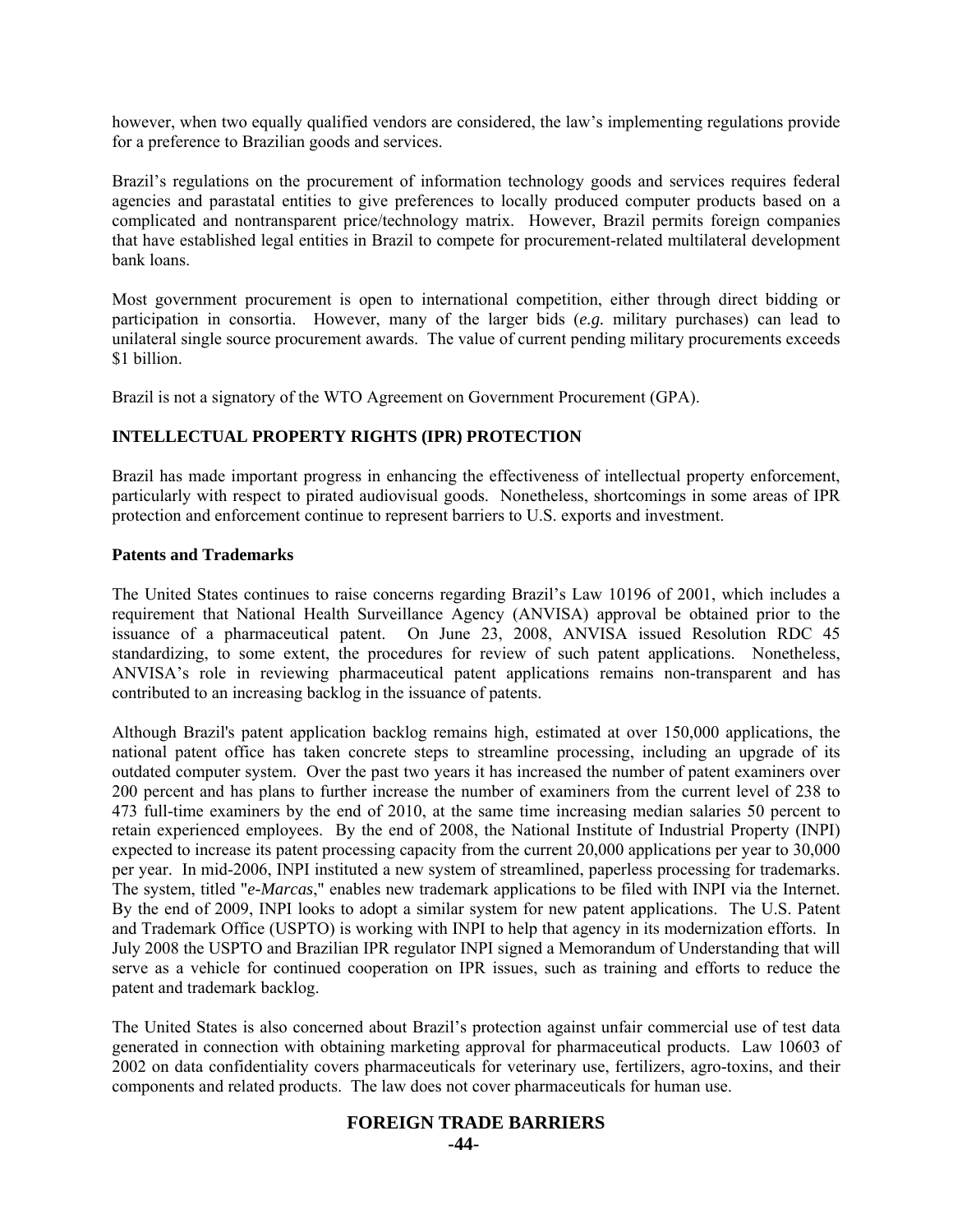however, when two equally qualified vendors are considered, the law's implementing regulations provide for a preference to Brazilian goods and services.

Brazil's regulations on the procurement of information technology goods and services requires federal agencies and parastatal entities to give preferences to locally produced computer products based on a complicated and nontransparent price/technology matrix. However, Brazil permits foreign companies that have established legal entities in Brazil to compete for procurement-related multilateral development bank loans.

Most government procurement is open to international competition, either through direct bidding or participation in consortia. However, many of the larger bids (*e.g.* military purchases) can lead to unilateral single source procurement awards. The value of current pending military procurements exceeds $1 billion.

Brazil is not a signatory of the WTO Agreement on Government Procurement (GPA).

## INTELLECTUAL PROPERTY RIGHTS (IPR) PROTECTION

Brazil has made important progress in enhancing the effectiveness of intellectual property enforcement, particularly with respect to pirated audiovisual goods. Nonetheless, shortcomings in some areas of IPR protection and enforcement continue to represent barriers to U.S. exports and investment.

### Patents and Trademarks

The United States continues to raise concerns regarding Brazil's Law 10196 of 2001, which includes a requirement that National Health Surveillance Agency (ANVISA) approval be obtained prior to the issuance of a pharmaceutical patent. On June 23, 2008, ANVISA issued Resolution RDC 45 standardizing, to some extent, the procedures for review of such patent applications. Nonetheless, ANVISA's role in reviewing pharmaceutical patent applications remains non-transparent and has contributed to an increasing backlog in the issuance of patents.

Although Brazil's patent application backlog remains high, estimated at over 150,000 applications, the national patent office has taken concrete steps to streamline processing, including an upgrade of its outdated computer system. Over the past two years it has increased the number of patent examiners over 200 percent and has plans to further increase the number of examiners from the current level of 238 to 473 full-time examiners by the end of 2010, at the same time increasing median salaries 50 percent to retain experienced employees. By the end of 2008, the National Institute of Industrial Property (INPI) expected to increase its patent processing capacity from the current 20,000 applications per year to 30,000 per year. In mid-2006, INPI instituted a new system of streamlined, paperless processing for trademarks. The system, titled "*e-Marcas*," enables new trademark applications to be filed with INPI via the Internet. By the end of 2009, INPI looks to adopt a similar system for new patent applications. The U.S. Patent and Trademark Office (USPTO) is working with INPI to help that agency in its modernization efforts. In July 2008 the USPTO and Brazilian IPR regulator INPI signed a Memorandum of Understanding that will serve as a vehicle for continued cooperation on IPR issues, such as training and efforts to reduce the patent and trademark backlog.

The United States is also concerned about Brazil's protection against unfair commercial use of test data generated in connection with obtaining marketing approval for pharmaceutical products. Law 10603 of 2002 on data confidentiality covers pharmaceuticals for veterinary use, fertilizers, agro-toxins, and their components and related products. The law does not cover pharmaceuticals for human use.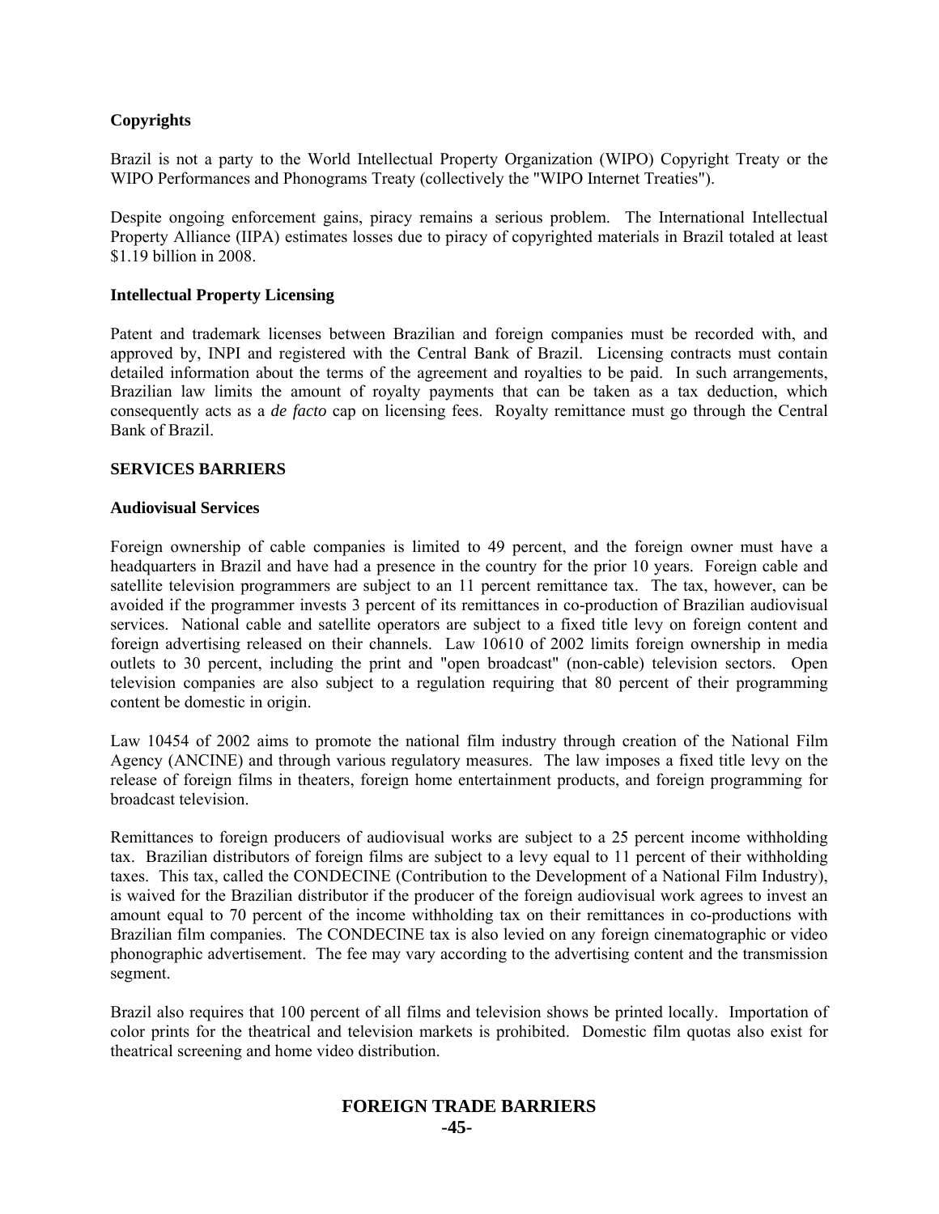**Copyrights**

Brazil is not a party to the World Intellectual Property Organization (WIPO) Copyright Treaty or the WIPO Performances and Phonograms Treaty (collectively the "WIPO Internet Treaties").

Despite ongoing enforcement gains, piracy remains a serious problem. The International Intellectual Property Alliance (IIPA) estimates losses due to piracy of copyrighted materials in Brazil totaled at least $1.19 billion in 2008.

**Intellectual Property Licensing**

Patent and trademark licenses between Brazilian and foreign companies must be recorded with, and approved by, INPI and registered with the Central Bank of Brazil. Licensing contracts must contain detailed information about the terms of the agreement and royalties to be paid. In such arrangements, Brazilian law limits the amount of royalty payments that can be taken as a tax deduction, which consequently acts as a *de facto* cap on licensing fees. Royalty remittance must go through the Central Bank of Brazil.

## SERVICES BARRIERS

**Audiovisual Services**

Foreign ownership of cable companies is limited to 49 percent, and the foreign owner must have a headquarters in Brazil and have had a presence in the country for the prior 10 years. Foreign cable and satellite television programmers are subject to an 11 percent remittance tax. The tax, however, can be avoided if the programmer invests 3 percent of its remittances in co-production of Brazilian audiovisual services. National cable and satellite operators are subject to a fixed title levy on foreign content and foreign advertising released on their channels. Law 10610 of 2002 limits foreign ownership in media outlets to 30 percent, including the print and "open broadcast" (non-cable) television sectors. Open television companies are also subject to a regulation requiring that 80 percent of their programming content be domestic in origin.

Law 10454 of 2002 aims to promote the national film industry through creation of the National Film Agency (ANCINE) and through various regulatory measures. The law imposes a fixed title levy on the release of foreign films in theaters, foreign home entertainment products, and foreign programming for broadcast television.

Remittances to foreign producers of audiovisual works are subject to a 25 percent income withholding tax. Brazilian distributors of foreign films are subject to a levy equal to 11 percent of their withholding taxes. This tax, called the CONDECINE (Contribution to the Development of a National Film Industry), is waived for the Brazilian distributor if the producer of the foreign audiovisual work agrees to invest an amount equal to 70 percent of the income withholding tax on their remittances in co-productions with Brazilian film companies. The CONDECINE tax is also levied on any foreign cinematographic or video phonographic advertisement. The fee may vary according to the advertising content and the transmission segment.

Brazil also requires that 100 percent of all films and television shows be printed locally. Importation of color prints for the theatrical and television markets is prohibited. Domestic film quotas also exist for theatrical screening and home video distribution.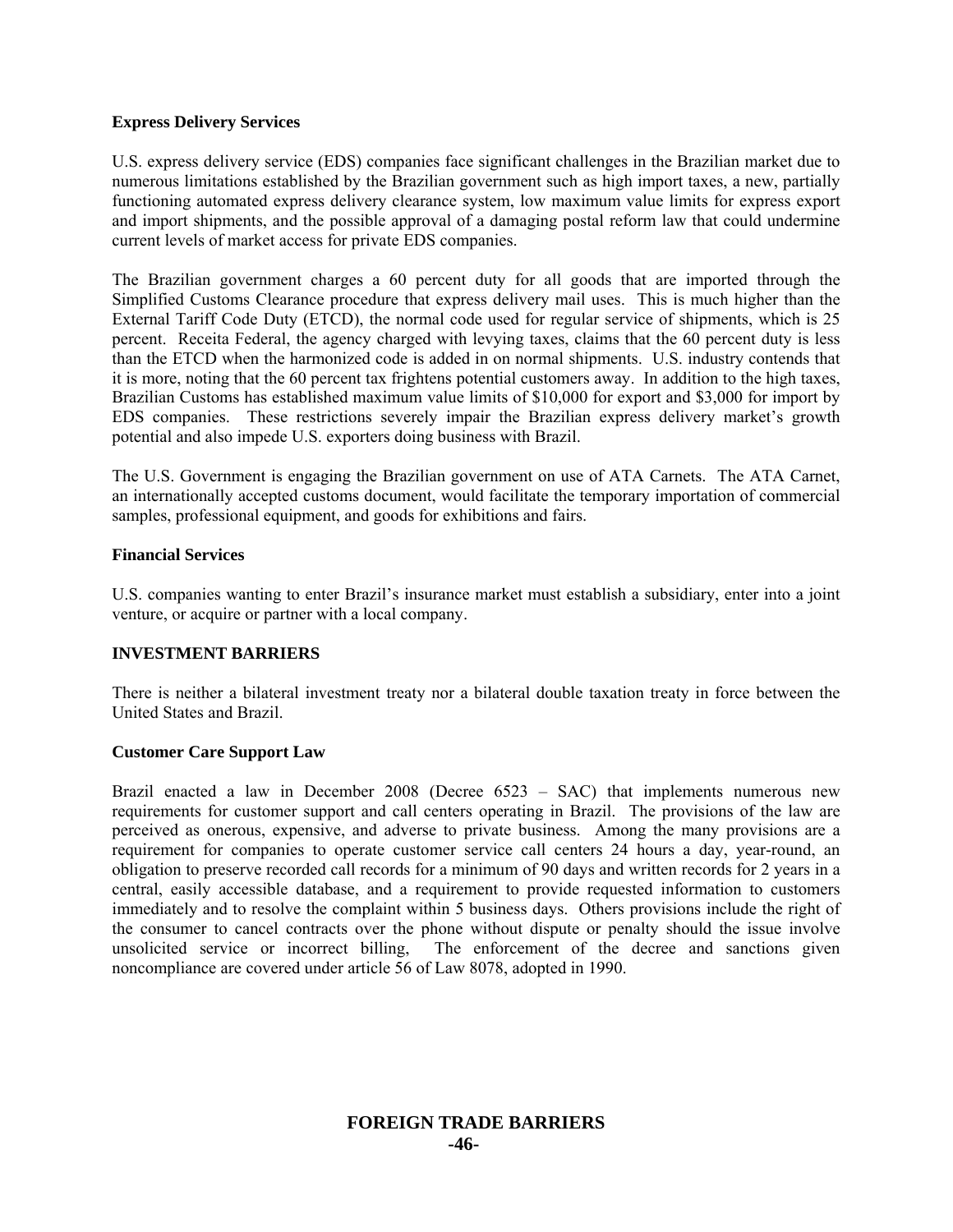**Express Delivery Services**

U.S. express delivery service (EDS) companies face significant challenges in the Brazilian market due to numerous limitations established by the Brazilian government such as high import taxes, a new, partially functioning automated express delivery clearance system, low maximum value limits for express export and import shipments, and the possible approval of a damaging postal reform law that could undermine current levels of market access for private EDS companies.

The Brazilian government charges a 60 percent duty for all goods that are imported through the Simplified Customs Clearance procedure that express delivery mail uses. This is much higher than the External Tariff Code Duty (ETCD), the normal code used for regular service of shipments, which is 25 percent. Receita Federal, the agency charged with levying taxes, claims that the 60 percent duty is less than the ETCD when the harmonized code is added in on normal shipments. U.S. industry contends that it is more, noting that the 60 percent tax frightens potential customers away. In addition to the high taxes, Brazilian Customs has established maximum value limits of $10,000 for export and $3,000 for import by EDS companies. These restrictions severely impair the Brazilian express delivery market's growth potential and also impede U.S. exporters doing business with Brazil.

The U.S. Government is engaging the Brazilian government on use of ATA Carnets. The ATA Carnet, an internationally accepted customs document, would facilitate the temporary importation of commercial samples, professional equipment, and goods for exhibitions and fairs.

**Financial Services**

U.S. companies wanting to enter Brazil's insurance market must establish a subsidiary, enter into a joint venture, or acquire or partner with a local company.

**INVESTMENT BARRIERS**

There is neither a bilateral investment treaty nor a bilateral double taxation treaty in force between the United States and Brazil.

**Customer Care Support Law**

Brazil enacted a law in December 2008 (Decree 6523 – SAC) that implements numerous new requirements for customer support and call centers operating in Brazil. The provisions of the law are perceived as onerous, expensive, and adverse to private business. Among the many provisions are a requirement for companies to operate customer service call centers 24 hours a day, year-round, an obligation to preserve recorded call records for a minimum of 90 days and written records for 2 years in a central, easily accessible database, and a requirement to provide requested information to customers immediately and to resolve the complaint within 5 business days. Others provisions include the right of the consumer to cancel contracts over the phone without dispute or penalty should the issue involve unsolicited service or incorrect billing, The enforcement of the decree and sanctions given noncompliance are covered under article 56 of Law 8078, adopted in 1990.